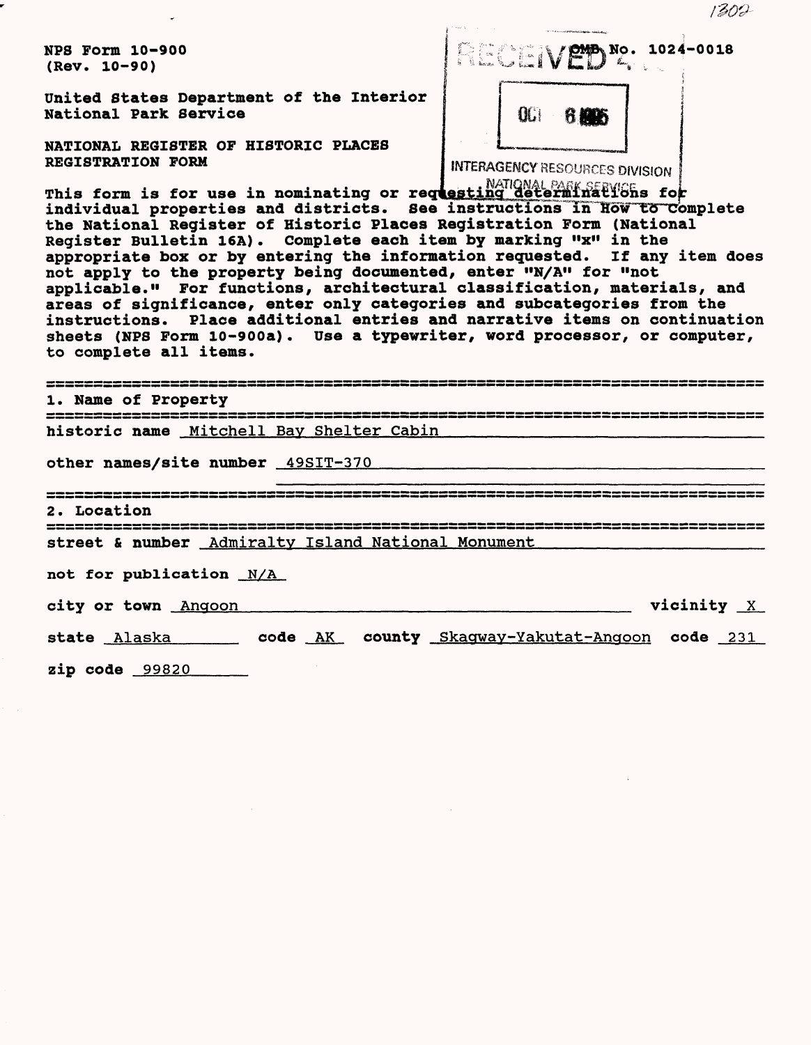NPS Form 10-900
(Rev. 10-90)

OMB No. 1024-0018

RECEIVED

OCT 6 1995

INTERAGENCY RESOURCES DIVISION
NATIONAL PARK SERVICE

United States Department of the Interior
National Park Service

NATIONAL REGISTER OF HISTORIC PLACES
REGISTRATION FORM

This form is for use in nominating or requesting determinations for individual properties and districts. See instructions in How to Complete the National Register of Historic Places Registration Form (National Register Bulletin 16A). Complete each item by marking "x" in the appropriate box or by entering the information requested. If any item does not apply to the property being documented, enter "N/A" for "not applicable." For functions, architectural classification, materials, and areas of significance, enter only categories and subcategories from the instructions. Place additional entries and narrative items on continuation sheets (NPS Form 10-900a). Use a typewriter, word processor, or computer, to complete all items.

## 1. Name of Property

historic name Mitchell Bay Shelter Cabin

other names/site number 49SIT-370

## 2. Location

street & number Admiralty Island National Monument

not for publication N/A

city or town Angoon vicinity X

state Alaska code AK county Skagway-Yakutat-Angoon code 231

zip code 99820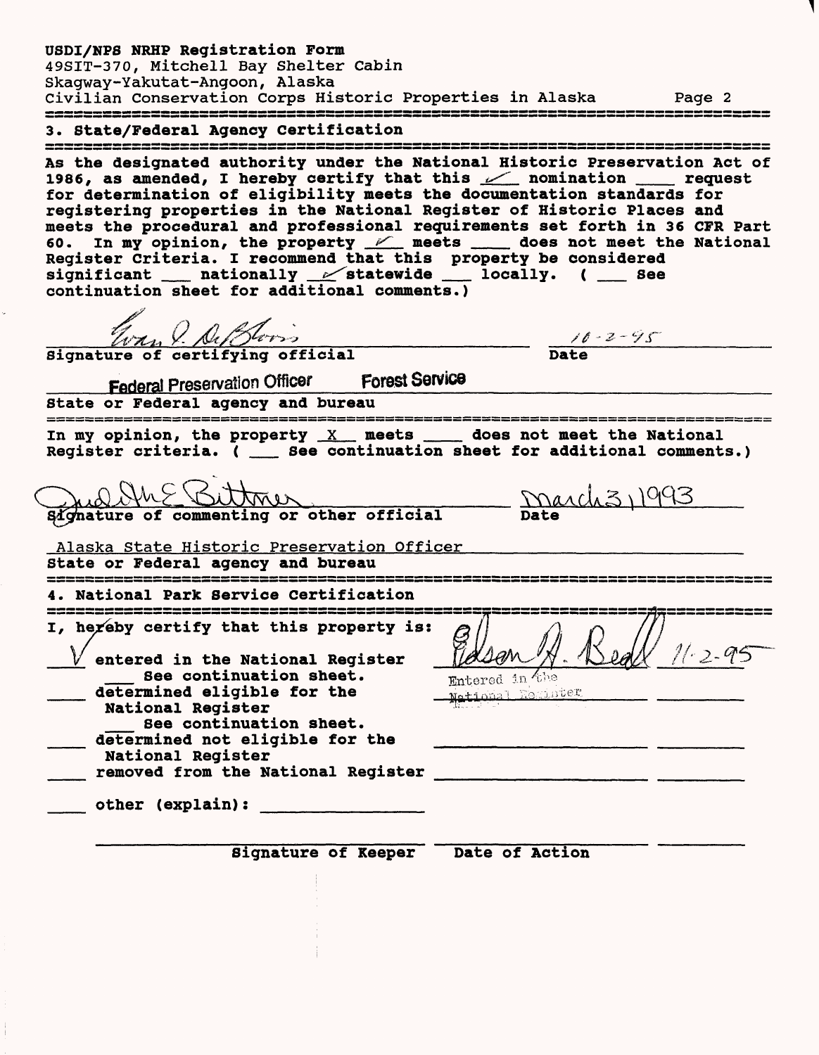USDI/NPS NRHP Registration Form
49SIT-370, Mitchell Bay Shelter Cabin
Skagway-Yakutat-Angoon, Alaska
Civilian Conservation Corps Historic Properties in Alaska

## 3. State/Federal Agency Certification

As the designated authority under the National Historic Preservation Act of 1986, as amended, I hereby certify that this ✓ nomination ___ request for determination of eligibility meets the documentation standards for registering properties in the National Register of Historic Places and meets the procedural and professional requirements set forth in 36 CFR Part 60. In my opinion, the property ✓ meets ___ does not meet the National Register Criteria. I recommend that this property be considered significant ___ nationally ✓ statewide ___ locally. ( ___ See continuation sheet for additional comments.)

Evan V. DeBloois — 10-2-95
Signature of certifying official — Date

Federal Preservation Officer Forest Service
State or Federal agency and bureau

In my opinion, the property X meets ___ does not meet the National Register criteria. ( ___ See continuation sheet for additional comments.)

Judith E. Bittner — March 3, 1993
Signature of commenting or other official — Date

Alaska State Historic Preservation Officer
State or Federal agency and bureau

## 4. National Park Service Certification

I, hereby certify that this property is:

✓ entered in the National Register — Edson H. Beall 11-2-95 — Entered in the National Register
___ See continuation sheet.
___ determined eligible for the National Register
___ See continuation sheet.
___ determined not eligible for the National Register
___ removed from the National Register
___ other (explain): ___

Signature of Keeper — Date of Action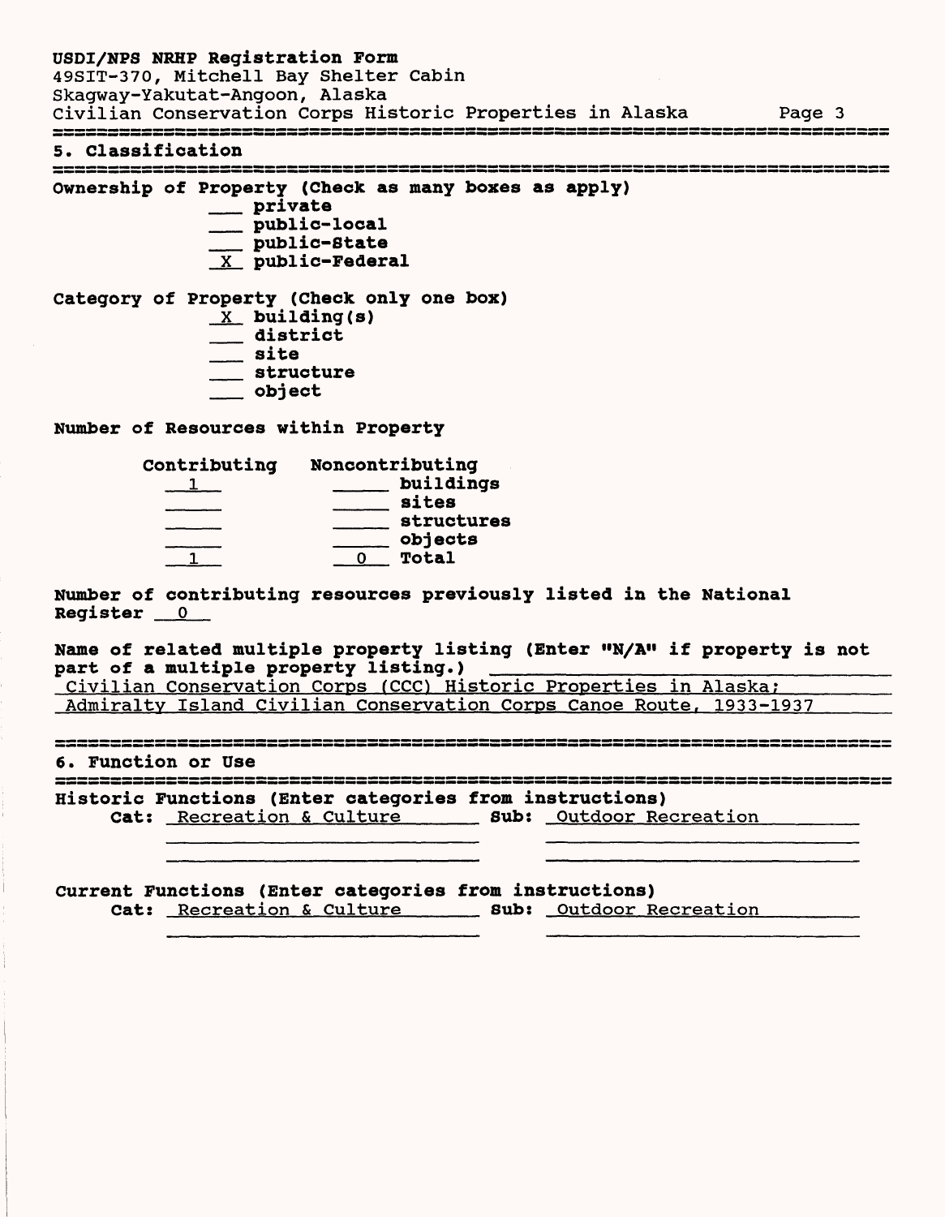## 5. Classification

**Ownership of Property (Check as many boxes as apply)**

- ___ private
- ___ public-local
- ___ public-State
- _X_ public-Federal

**Category of Property (Check only one box)**

- _X_ building(s)
- ___ district
- ___ site
- ___ structure
- ___ object

**Number of Resources within Property**

| Contributing | Noncontributing | |
|---|---|---|
| 1 | | buildings |
| | | sites |
| | | structures |
| | | objects |
| 1 | 0 | Total |

**Number of contributing resources previously listed in the National Register** 0

**Name of related multiple property listing (Enter "N/A" if property is not part of a multiple property listing.)**
Civilian Conservation Corps (CCC) Historic Properties in Alaska;
Admiralty Island Civilian Conservation Corps Canoe Route, 1933-1937

## 6. Function or Use

**Historic Functions (Enter categories from instructions)**
**Cat:** Recreation & Culture **Sub:** Outdoor Recreation

**Current Functions (Enter categories from instructions)**
**Cat:** Recreation & Culture **Sub:** Outdoor Recreation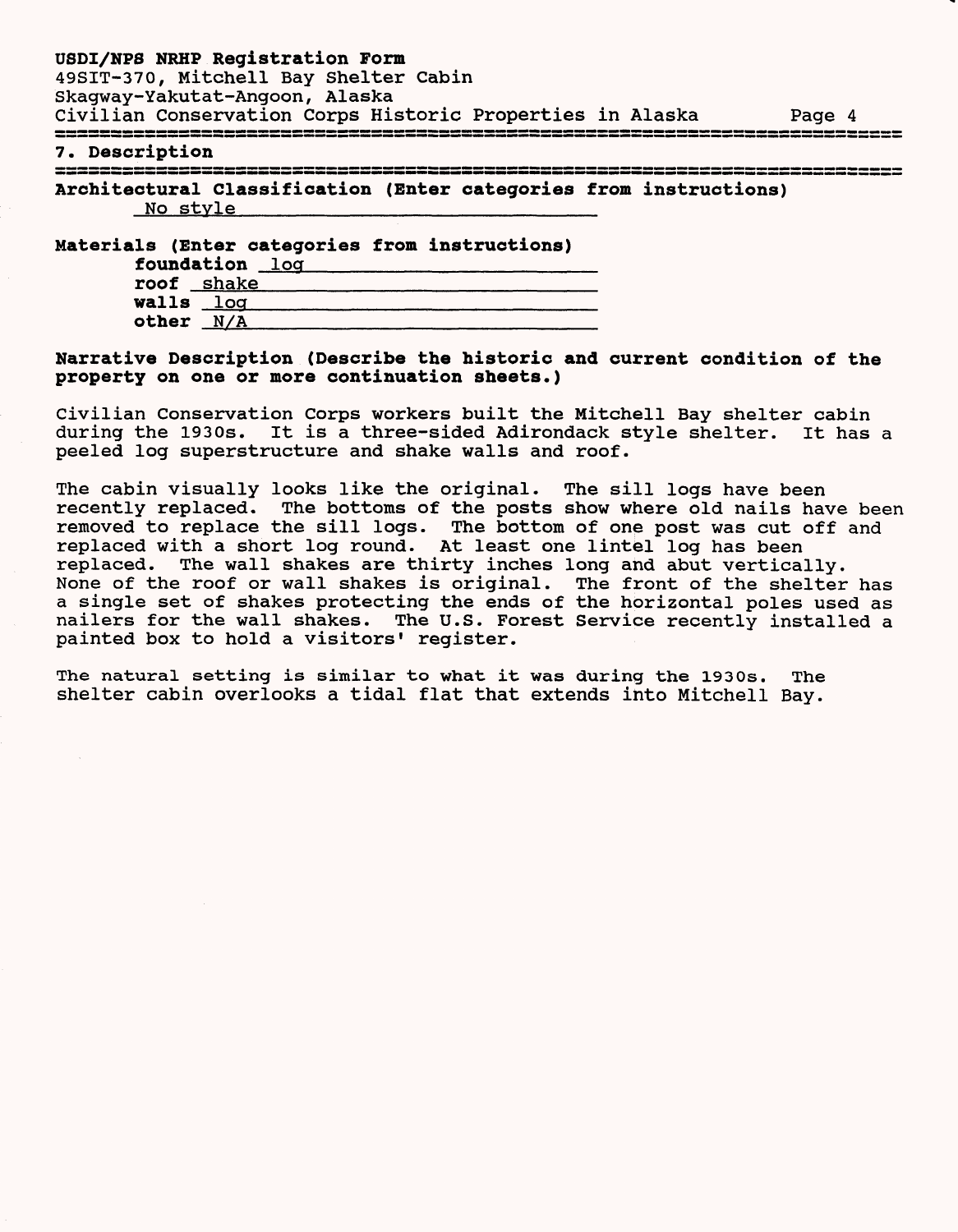## 7. Description

**Architectural Classification (Enter categories from instructions)**

No style

**Materials (Enter categories from instructions)**

**foundation** log
**roof** shake
**walls** log
**other** N/A

**Narrative Description (Describe the historic and current condition of the property on one or more continuation sheets.)**

Civilian Conservation Corps workers built the Mitchell Bay shelter cabin during the 1930s. It is a three-sided Adirondack style shelter. It has a peeled log superstructure and shake walls and roof.

The cabin visually looks like the original. The sill logs have been recently replaced. The bottoms of the posts show where old nails have been removed to replace the sill logs. The bottom of one post was cut off and replaced with a short log round. At least one lintel log has been replaced. The wall shakes are thirty inches long and abut vertically. None of the roof or wall shakes is original. The front of the shelter has a single set of shakes protecting the ends of the horizontal poles used as nailers for the wall shakes. The U.S. Forest Service recently installed a painted box to hold a visitors' register.

The natural setting is similar to what it was during the 1930s. The shelter cabin overlooks a tidal flat that extends into Mitchell Bay.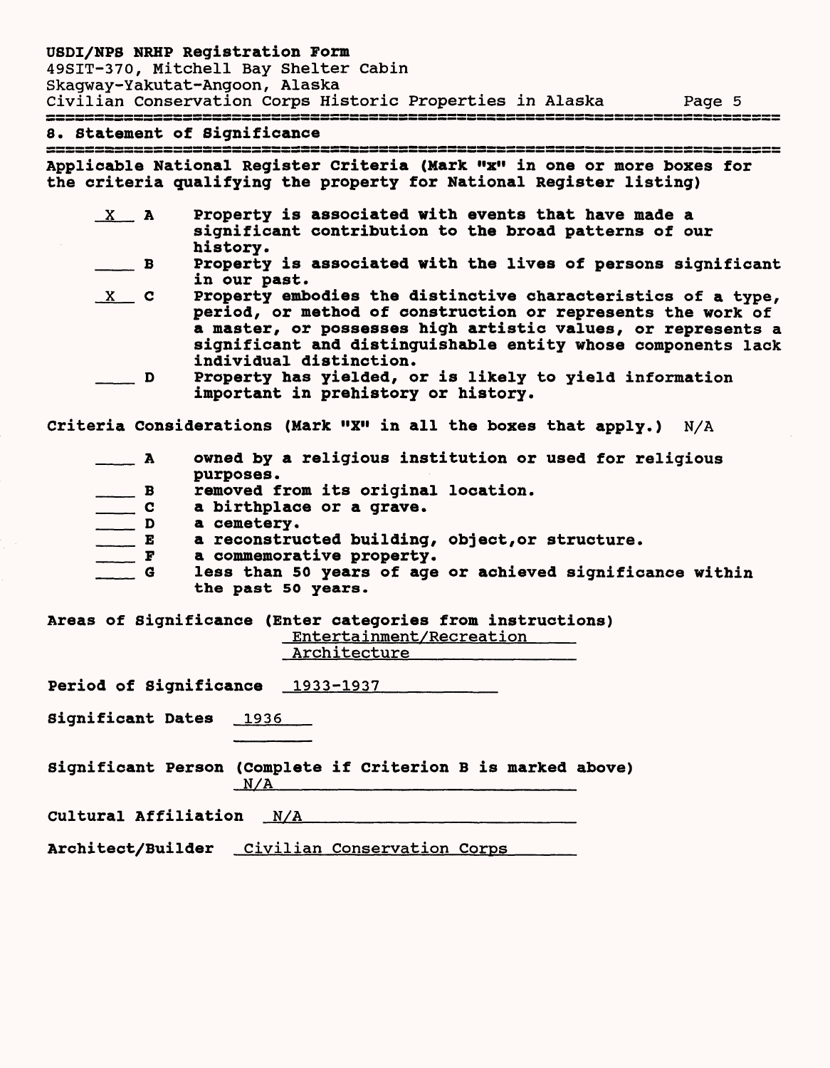## 8. Statement of Significance

**Applicable National Register Criteria (Mark "x" in one or more boxes for the criteria qualifying the property for National Register listing)**

- X **A** Property is associated with events that have made a significant contribution to the broad patterns of our history.
- ___ **B** Property is associated with the lives of persons significant in our past.
- X **C** Property embodies the distinctive characteristics of a type, period, or method of construction or represents the work of a master, or possesses high artistic values, or represents a significant and distinguishable entity whose components lack individual distinction.
- ___ **D** Property has yielded, or is likely to yield information important in prehistory or history.

**Criteria Considerations (Mark "X" in all the boxes that apply.)** N/A

- ___ **A** owned by a religious institution or used for religious purposes.
- ___ **B** removed from its original location.
- ___ **C** a birthplace or a grave.
- ___ **D** a cemetery.
- ___ **E** a reconstructed building, object,or structure.
- ___ **F** a commemorative property.
- ___ **G** less than 50 years of age or achieved significance within the past 50 years.

**Areas of Significance (Enter categories from instructions)**
Entertainment/Recreation
Architecture

**Period of Significance** 1933-1937

**Significant Dates** 1936

**Significant Person (Complete if Criterion B is marked above)**
N/A

**Cultural Affiliation** N/A

**Architect/Builder** Civilian Conservation Corps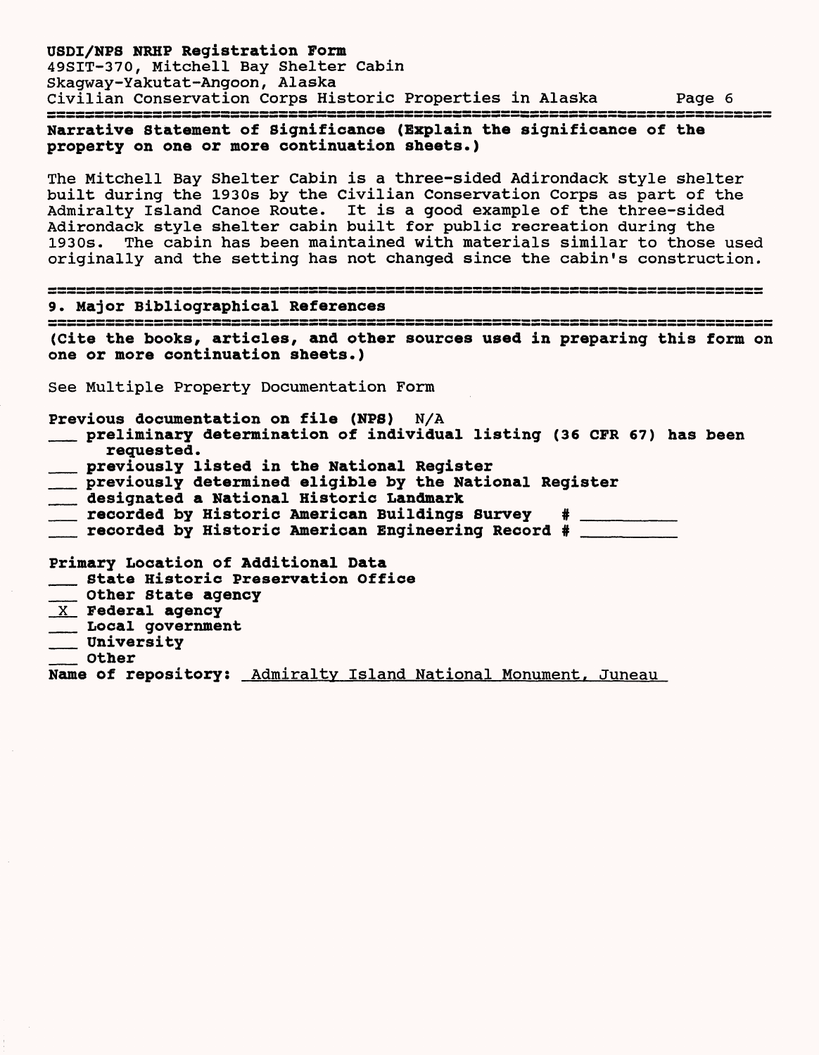**Narrative Statement of Significance (Explain the significance of the property on one or more continuation sheets.)**

The Mitchell Bay Shelter Cabin is a three-sided Adirondack style shelter built during the 1930s by the Civilian Conservation Corps as part of the Admiralty Island Canoe Route. It is a good example of the three-sided Adirondack style shelter cabin built for public recreation during the 1930s. The cabin has been maintained with materials similar to those used originally and the setting has not changed since the cabin's construction.

## 9. Major Bibliographical References

**(Cite the books, articles, and other sources used in preparing this form on one or more continuation sheets.)**

See Multiple Property Documentation Form

**Previous documentation on file (NPS)** N/A

- ___ **preliminary determination of individual listing (36 CFR 67) has been requested.**
- ___ **previously listed in the National Register**
- ___ **previously determined eligible by the National Register**
- ___ **designated a National Historic Landmark**
- ___ **recorded by Historic American Buildings Survey # ________**
- ___ **recorded by Historic American Engineering Record # ________**

**Primary Location of Additional Data**

- ___ **State Historic Preservation Office**
- ___ **Other State agency**
- _X_ **Federal agency**
- ___ **Local government**
- ___ **University**
- ___ **Other**

**Name of repository:** Admiralty Island National Monument, Juneau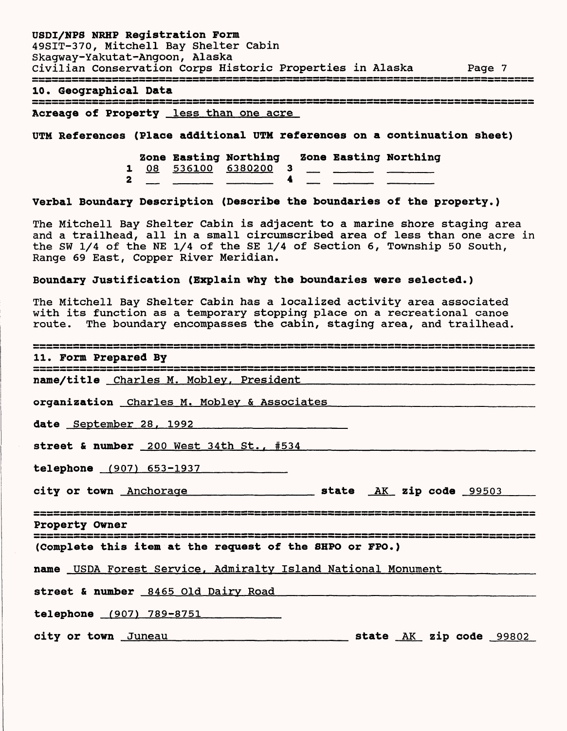## 10. Geographical Data

**Acreage of Property** less than one acre

**UTM References (Place additional UTM references on a continuation sheet)**

|   | Zone | Easting | Northing |   | Zone | Easting | Northing |
|---|---|---|---|---|---|---|---|
| 1 | 08 | 536100 | 6380200 | 3 | | | |
| 2 | | | | 4 | | | |

**Verbal Boundary Description (Describe the boundaries of the property.)**

The Mitchell Bay Shelter Cabin is adjacent to a marine shore staging area and a trailhead, all in a small circumscribed area of less than one acre in the SW 1/4 of the NE 1/4 of the SE 1/4 of Section 6, Township 50 South, Range 69 East, Copper River Meridian.

**Boundary Justification (Explain why the boundaries were selected.)**

The Mitchell Bay Shelter Cabin has a localized activity area associated with its function as a temporary stopping place on a recreational canoe route. The boundary encompasses the cabin, staging area, and trailhead.

## 11. Form Prepared By

**name/title** Charles M. Mobley, President

**organization** Charles M. Mobley & Associates

**date** September 28, 1992

**street & number** 200 West 34th St., #534

**telephone** (907) 653-1937

**city or town** Anchorage **state** AK **zip code** 99503

## Property Owner

**(Complete this item at the request of the SHPO or FPO.)**

**name** USDA Forest Service, Admiralty Island National Monument

**street & number** 8465 Old Dairy Road

**telephone** (907) 789-8751

**city or town** Juneau **state** AK **zip code** 99802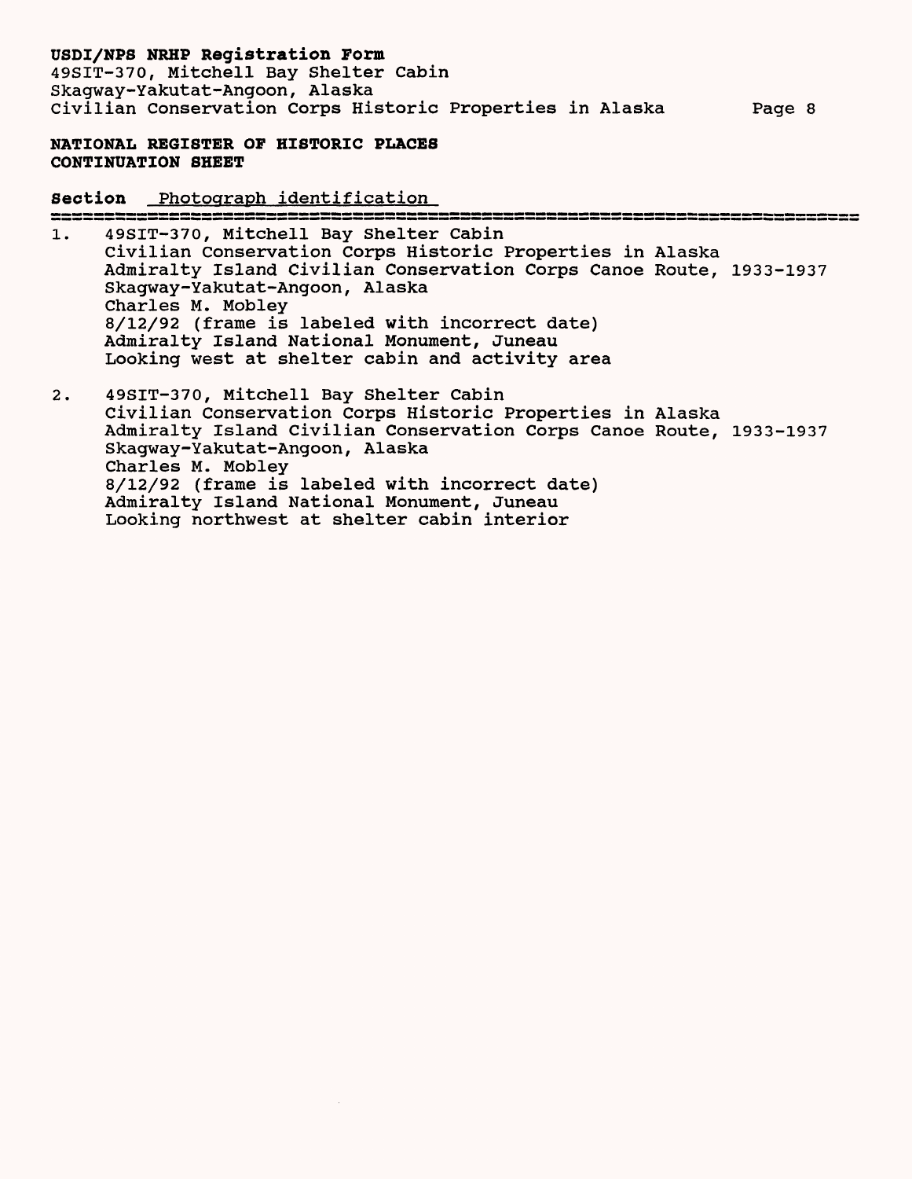**NATIONAL REGISTER OF HISTORIC PLACES**
**CONTINUATION SHEET**

**Section** Photograph identification

1. 49SIT-370, Mitchell Bay Shelter Cabin
   Civilian Conservation Corps Historic Properties in Alaska
   Admiralty Island Civilian Conservation Corps Canoe Route, 1933-1937
   Skagway-Yakutat-Angoon, Alaska
   Charles M. Mobley
   8/12/92 (frame is labeled with incorrect date)
   Admiralty Island National Monument, Juneau
   Looking west at shelter cabin and activity area

2. 49SIT-370, Mitchell Bay Shelter Cabin
   Civilian Conservation Corps Historic Properties in Alaska
   Admiralty Island Civilian Conservation Corps Canoe Route, 1933-1937
   Skagway-Yakutat-Angoon, Alaska
   Charles M. Mobley
   8/12/92 (frame is labeled with incorrect date)
   Admiralty Island National Monument, Juneau
   Looking northwest at shelter cabin interior